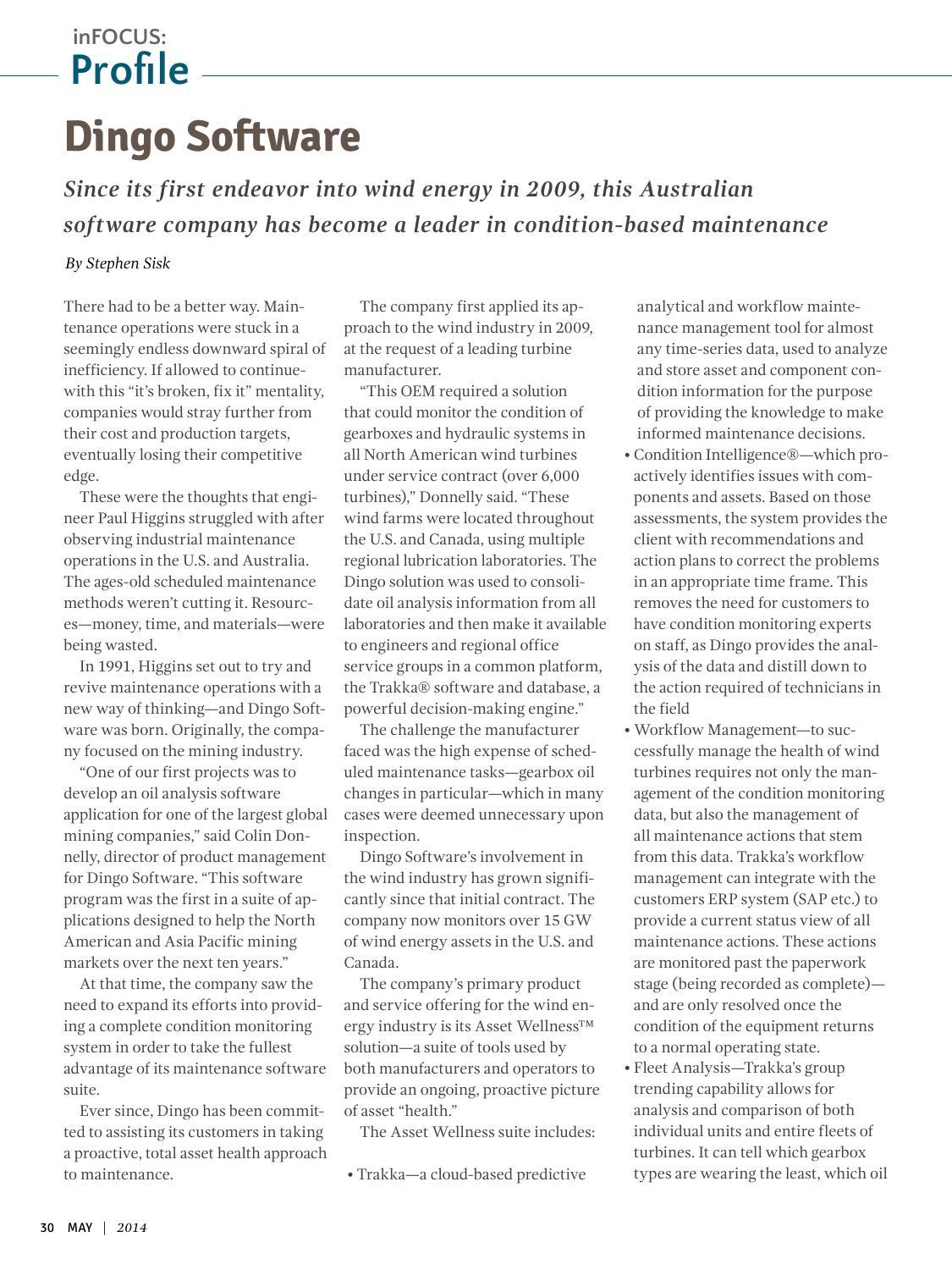inFOCUS: Profile

# Dingo Software

***Since its first endeavor into wind energy in 2009, this Australian software company has become a leader in condition-based maintenance***

*By Stephen Sisk*

There had to be a better way. Maintenance operations were stuck in a seemingly endless downward spiral of inefficiency. If allowed to continue-with this "it's broken, fix it" mentality, companies would stray further from their cost and production targets, eventually losing their competitive edge.

These were the thoughts that engineer Paul Higgins struggled with after observing industrial maintenance operations in the U.S. and Australia. The ages-old scheduled maintenance methods weren't cutting it. Resources—money, time, and materials—were being wasted.

In 1991, Higgins set out to try and revive maintenance operations with a new way of thinking—and Dingo Software was born. Originally, the company focused on the mining industry.

"One of our first projects was to develop an oil analysis software application for one of the largest global mining companies," said Colin Donnelly, director of product management for Dingo Software. "This software program was the first in a suite of applications designed to help the North American and Asia Pacific mining markets over the next ten years."

At that time, the company saw the need to expand its efforts into providing a complete condition monitoring system in order to take the fullest advantage of its maintenance software suite.

Ever since, Dingo has been committed to assisting its customers in taking a proactive, total asset health approach to maintenance.

The company first applied its approach to the wind industry in 2009, at the request of a leading turbine manufacturer.

"This OEM required a solution that could monitor the condition of gearboxes and hydraulic systems in all North American wind turbines under service contract (over 6,000 turbines)," Donnelly said. "These wind farms were located throughout the U.S. and Canada, using multiple regional lubrication laboratories. The Dingo solution was used to consolidate oil analysis information from all laboratories and then make it available to engineers and regional office service groups in a common platform, the Trakka® software and database, a powerful decision-making engine."

The challenge the manufacturer faced was the high expense of scheduled maintenance tasks—gearbox oil changes in particular—which in many cases were deemed unnecessary upon inspection.

Dingo Software's involvement in the wind industry has grown significantly since that initial contract. The company now monitors over 15 GW of wind energy assets in the U.S. and Canada.

The company's primary product and service offering for the wind energy industry is its Asset Wellness™ solution—a suite of tools used by both manufacturers and operators to provide an ongoing, proactive picture of asset "health."

The Asset Wellness suite includes:

- Trakka—a cloud-based predictive analytical and workflow maintenance management tool for almost any time-series data, used to analyze and store asset and component condition information for the purpose of providing the knowledge to make informed maintenance decisions.
- Condition Intelligence®—which proactively identifies issues with components and assets. Based on those assessments, the system provides the client with recommendations and action plans to correct the problems in an appropriate time frame. This removes the need for customers to have condition monitoring experts on staff, as Dingo provides the analysis of the data and distill down to the action required of technicians in the field
- Workflow Management—to successfully manage the health of wind turbines requires not only the management of the condition monitoring data, but also the management of all maintenance actions that stem from this data. Trakka's workflow management can integrate with the customers ERP system (SAP etc.) to provide a current status view of all maintenance actions. These actions are monitored past the paperwork stage (being recorded as complete)—and are only resolved once the condition of the equipment returns to a normal operating state.
- Fleet Analysis—Trakka's group trending capability allows for analysis and comparison of both individual units and entire fleets of turbines. It can tell which gearbox types are wearing the least, which oil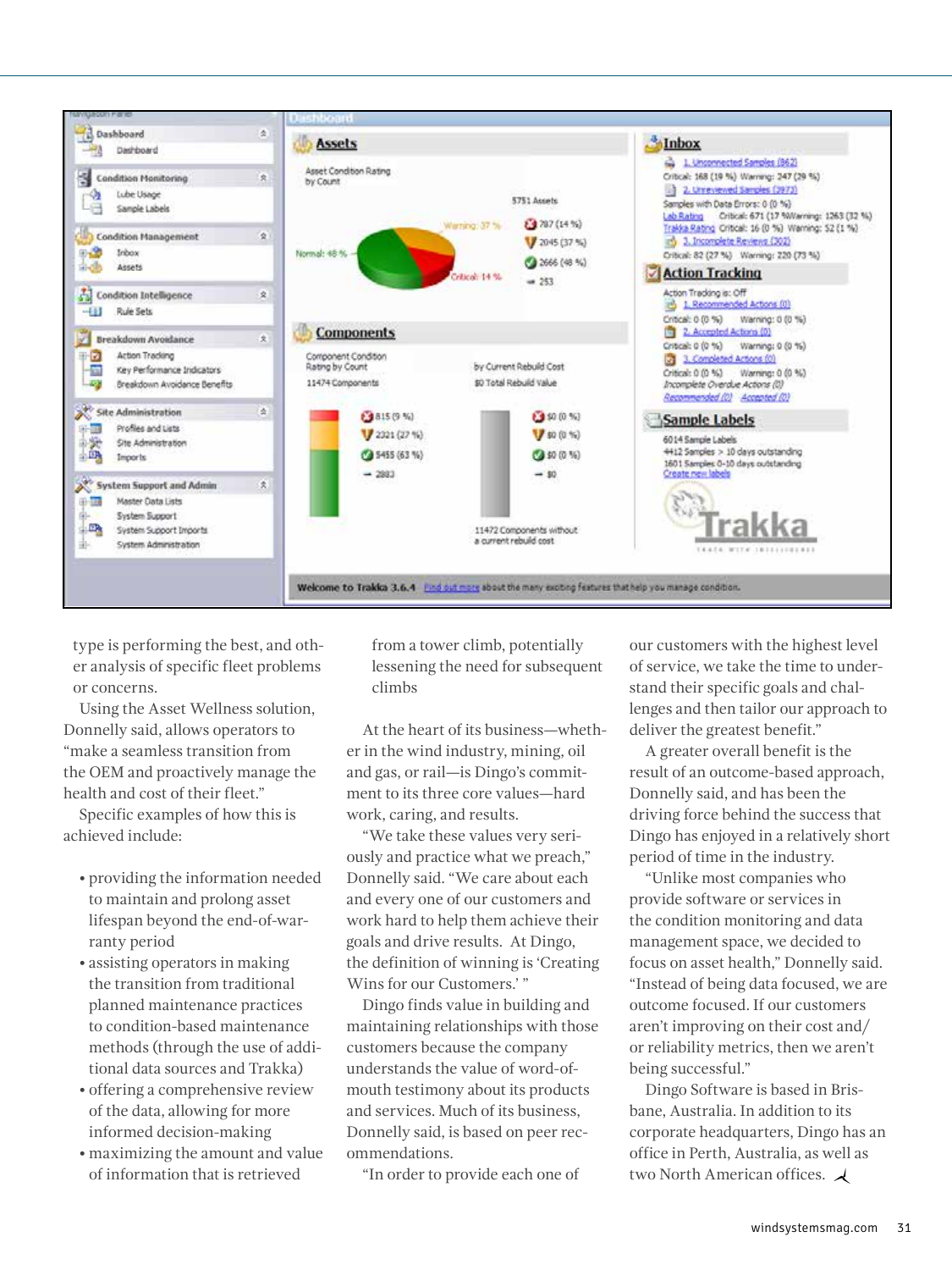type is performing the best, and other analysis of specific fleet problems or concerns.

Using the Asset Wellness solution, Donnelly said, allows operators to "make a seamless transition from the OEM and proactively manage the health and cost of their fleet."

Specific examples of how this is achieved include:

- providing the information needed to maintain and prolong asset lifespan beyond the end-of-warranty period
- assisting operators in making the transition from traditional planned maintenance practices to condition-based maintenance methods (through the use of additional data sources and Trakka)
- offering a comprehensive review of the data, allowing for more informed decision-making
- maximizing the amount and value of information that is retrieved from a tower climb, potentially lessening the need for subsequent climbs

At the heart of its business—whether in the wind industry, mining, oil and gas, or rail—is Dingo's commitment to its three core values—hard work, caring, and results.

"We take these values very seriously and practice what we preach," Donnelly said. "We care about each and every one of our customers and work hard to help them achieve their goals and drive results. At Dingo, the definition of winning is 'Creating Wins for our Customers.'"

Dingo finds value in building and maintaining relationships with those customers because the company understands the value of word-of-mouth testimony about its products and services. Much of its business, Donnelly said, is based on peer recommendations.

"In order to provide each one of our customers with the highest level of service, we take the time to understand their specific goals and challenges and then tailor our approach to deliver the greatest benefit."

A greater overall benefit is the result of an outcome-based approach, Donnelly said, and has been the driving force behind the success that Dingo has enjoyed in a relatively short period of time in the industry.

"Unlike most companies who provide software or services in the condition monitoring and data management space, we decided to focus on asset health," Donnelly said. "Instead of being data focused, we are outcome focused. If our customers aren't improving on their cost and/or reliability metrics, then we aren't being successful."

Dingo Software is based in Brisbane, Australia. In addition to its corporate headquarters, Dingo has an office in Perth, Australia, as well as two North American offices.